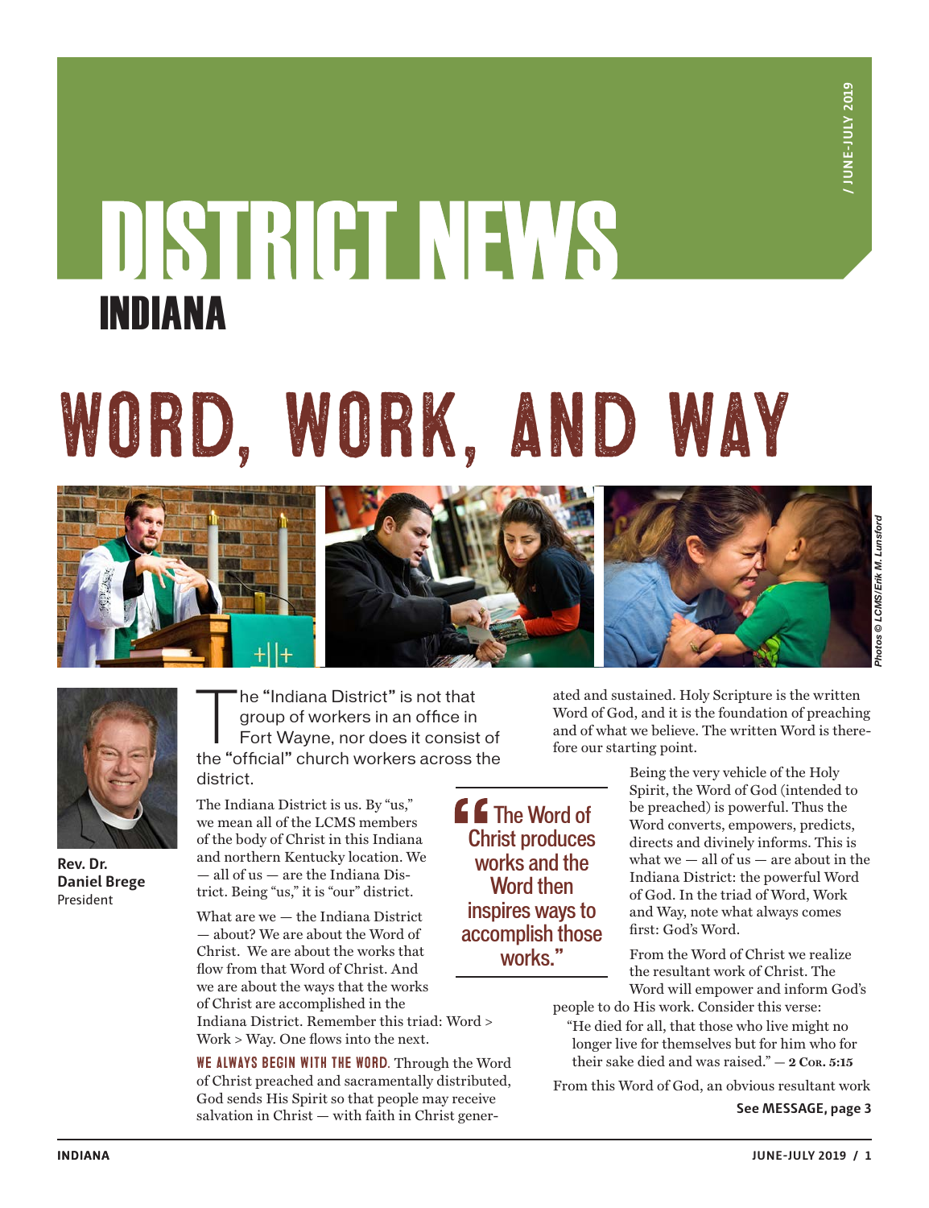# DISTRICT NEWS
## INDIANA

# WORD, WORK, AND WAY

*Photos © LCMS/Erik M. Lunsford*

**Rev. Dr. Daniel Brege**
President

The "Indiana District" is not that group of workers in an office in Fort Wayne, nor does it consist of the "official" church workers across the district.

The Indiana District is us. By "us," we mean all of the LCMS members of the body of Christ in this Indiana and northern Kentucky location. We — all of us — are the Indiana District. Being "us," it is "our" district.

What are we — the Indiana District — about? We are about the Word of Christ. We are about the works that flow from that Word of Christ. And we are about the ways that the works of Christ are accomplished in the Indiana District. Remember this triad: Word > Work > Way. One flows into the next.

> "The Word of Christ produces works and the Word then inspires ways to accomplish those works."

**WE ALWAYS BEGIN WITH THE WORD.** Through the Word of Christ preached and sacramentally distributed, God sends His Spirit so that people may receive salvation in Christ — with faith in Christ generated and sustained. Holy Scripture is the written Word of God, and it is the foundation of preaching and of what we believe. The written Word is therefore our starting point.

Being the very vehicle of the Holy Spirit, the Word of God (intended to be preached) is powerful. Thus the Word converts, empowers, predicts, directs and divinely informs. This is what we — all of us — are about in the Indiana District: the powerful Word of God. In the triad of Word, Work and Way, note what always comes first: God's Word.

From the Word of Christ we realize the resultant work of Christ. The Word will empower and inform God's people to do His work. Consider this verse:

> "He died for all, that those who live might no longer live for themselves but for him who for their sake died and was raised." — **2 Cor. 5:15**

From this Word of God, an obvious resultant work

**See MESSAGE, page 3**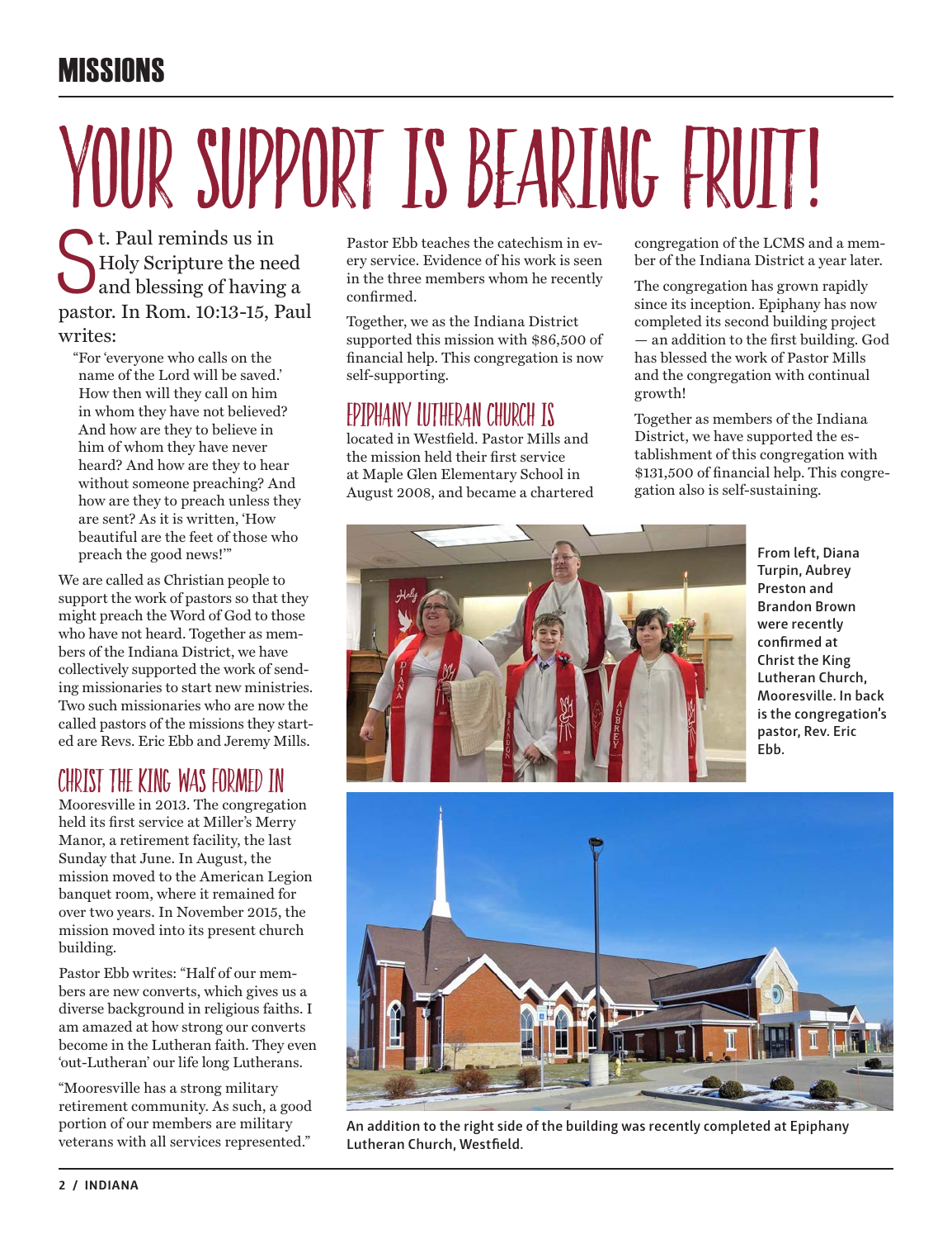MISSIONS

# YOUR SUPPORT IS BEARING FRUIT!

St. Paul reminds us in Holy Scripture the need and blessing of having a pastor. In Rom. 10:13-15, Paul writes:

> "For 'everyone who calls on the name of the Lord will be saved.' How then will they call on him in whom they have not believed? And how are they to believe in him of whom they have never heard? And how are they to hear without someone preaching? And how are they to preach unless they are sent? As it is written, 'How beautiful are the feet of those who preach the good news!'"

We are called as Christian people to support the work of pastors so that they might preach the Word of God to those who have not heard. Together as members of the Indiana District, we have collectively supported the work of sending missionaries to start new ministries. Two such missionaries who are now the called pastors of the missions they started are Revs. Eric Ebb and Jeremy Mills.

## CHRIST THE KING WAS FORMED IN

Mooresville in 2013. The congregation held its first service at Miller's Merry Manor, a retirement facility, the last Sunday that June. In August, the mission moved to the American Legion banquet room, where it remained for over two years. In November 2015, the mission moved into its present church building.

Pastor Ebb writes: "Half of our members are new converts, which gives us a diverse background in religious faiths. I am amazed at how strong our converts become in the Lutheran faith. They even 'out-Lutheran' our life long Lutherans.

"Mooresville has a strong military retirement community. As such, a good portion of our members are military veterans with all services represented."

Pastor Ebb teaches the catechism in every service. Evidence of his work is seen in the three members whom he recently confirmed.

Together, we as the Indiana District supported this mission with $86,500 of financial help. This congregation is now self-supporting.

## EPIPHANY LUTHERAN CHURCH IS

located in Westfield. Pastor Mills and the mission held their first service at Maple Glen Elementary School in August 2008, and became a chartered congregation of the LCMS and a member of the Indiana District a year later.

The congregation has grown rapidly since its inception. Epiphany has now completed its second building project — an addition to the first building. God has blessed the work of Pastor Mills and the congregation with continual growth!

Together as members of the Indiana District, we have supported the establishment of this congregation with $131,500 of financial help. This congregation also is self-sustaining.

From left, Diana Turpin, Aubrey Preston and Brandon Brown were recently confirmed at Christ the King Lutheran Church, Mooresville. In back is the congregation's pastor, Rev. Eric Ebb.

An addition to the right side of the building was recently completed at Epiphany Lutheran Church, Westfield.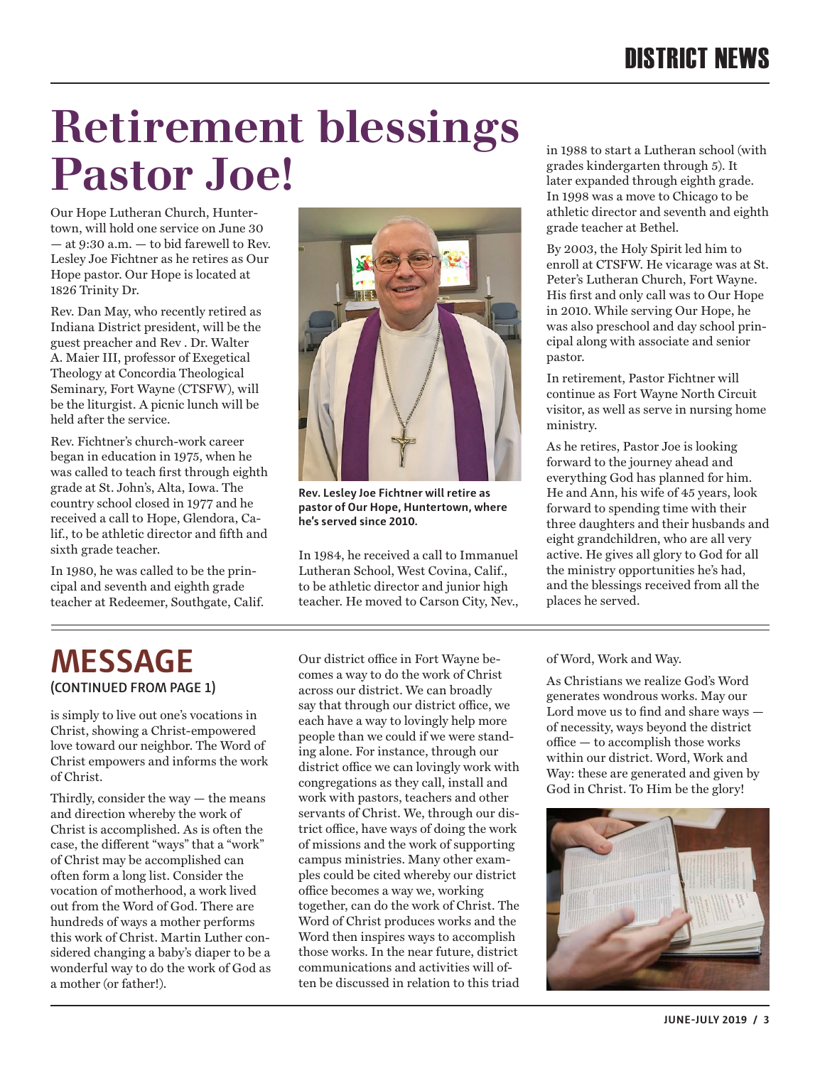# Retirement blessings Pastor Joe!

Our Hope Lutheran Church, Huntertown, will hold one service on June 30 — at 9:30 a.m. — to bid farewell to Rev. Lesley Joe Fichtner as he retires as Our Hope pastor. Our Hope is located at 1826 Trinity Dr.

Rev. Dan May, who recently retired as Indiana District president, will be the guest preacher and Rev . Dr. Walter A. Maier III, professor of Exegetical Theology at Concordia Theological Seminary, Fort Wayne (CTSFW), will be the liturgist. A picnic lunch will be held after the service.

Rev. Fichtner's church-work career began in education in 1975, when he was called to teach first through eighth grade at St. John's, Alta, Iowa. The country school closed in 1977 and he received a call to Hope, Glendora, Calif., to be athletic director and fifth and sixth grade teacher.

In 1980, he was called to be the principal and seventh and eighth grade teacher at Redeemer, Southgate, Calif.

**Rev. Lesley Joe Fichtner will retire as pastor of Our Hope, Huntertown, where he's served since 2010.**

In 1984, he received a call to Immanuel Lutheran School, West Covina, Calif., to be athletic director and junior high teacher. He moved to Carson City, Nev., in 1988 to start a Lutheran school (with grades kindergarten through 5). It later expanded through eighth grade. In 1998 was a move to Chicago to be athletic director and seventh and eighth grade teacher at Bethel.

By 2003, the Holy Spirit led him to enroll at CTSFW. He vicarage was at St. Peter's Lutheran Church, Fort Wayne. His first and only call was to Our Hope in 2010. While serving Our Hope, he was also preschool and day school principal along with associate and senior pastor.

In retirement, Pastor Fichtner will continue as Fort Wayne North Circuit visitor, as well as serve in nursing home ministry.

As he retires, Pastor Joe is looking forward to the journey ahead and everything God has planned for him. He and Ann, his wife of 45 years, look forward to spending time with their three daughters and their husbands and eight grandchildren, who are all very active. He gives all glory to God for all the ministry opportunities he's had, and the blessings received from all the places he served.

## MESSAGE

(CONTINUED FROM PAGE 1)

is simply to live out one's vocations in Christ, showing a Christ-empowered love toward our neighbor. The Word of Christ empowers and informs the work of Christ.

Thirdly, consider the way — the means and direction whereby the work of Christ is accomplished. As is often the case, the different "ways" that a "work" of Christ may be accomplished can often form a long list. Consider the vocation of motherhood, a work lived out from the Word of God. There are hundreds of ways a mother performs this work of Christ. Martin Luther considered changing a baby's diaper to be a wonderful way to do the work of God as a mother (or father!).

Our district office in Fort Wayne becomes a way to do the work of Christ across our district. We can broadly say that through our district office, we each have a way to lovingly help more people than we could if we were standing alone. For instance, through our district office we can lovingly work with congregations as they call, install and work with pastors, teachers and other servants of Christ. We, through our district office, have ways of doing the work of missions and the work of supporting campus ministries. Many other examples could be cited whereby our district office becomes a way we, working together, can do the work of Christ. The Word of Christ produces works and the Word then inspires ways to accomplish those works. In the near future, district communications and activities will often be discussed in relation to this triad of Word, Work and Way.

As Christians we realize God's Word generates wondrous works. May our Lord move us to find and share ways — of necessity, ways beyond the district office — to accomplish those works within our district. Word, Work and Way: these are generated and given by God in Christ. To Him be the glory!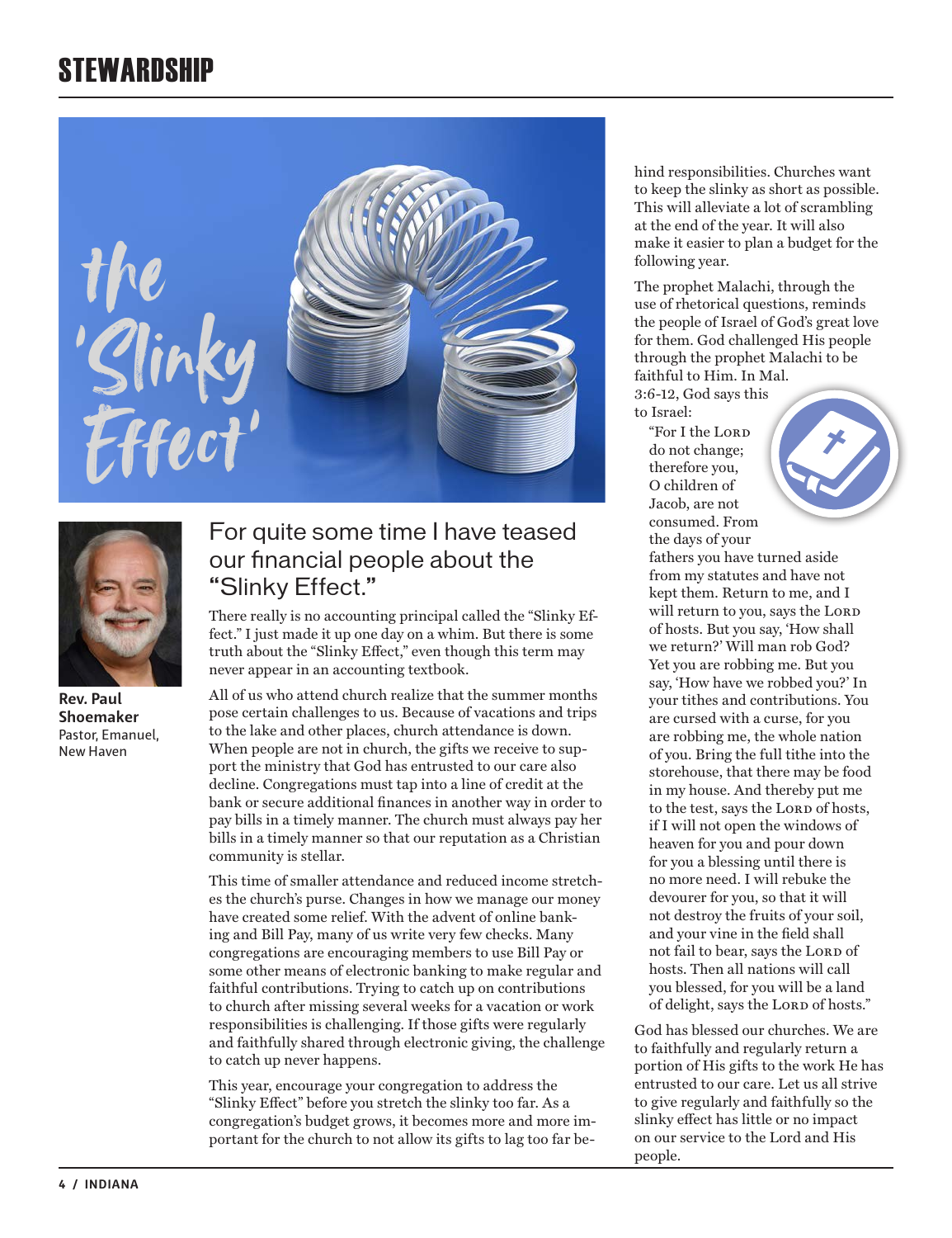# STEWARDSHIP

## the 'Slinky Effect'

**Rev. Paul Shoemaker**
Pastor, Emanuel, New Haven

### For quite some time I have teased our financial people about the "Slinky Effect."

There really is no accounting principal called the "Slinky Effect." I just made it up one day on a whim. But there is some truth about the "Slinky Effect," even though this term may never appear in an accounting textbook.

All of us who attend church realize that the summer months pose certain challenges to us. Because of vacations and trips to the lake and other places, church attendance is down. When people are not in church, the gifts we receive to support the ministry that God has entrusted to our care also decline. Congregations must tap into a line of credit at the bank or secure additional finances in another way in order to pay bills in a timely manner. The church must always pay her bills in a timely manner so that our reputation as a Christian community is stellar.

This time of smaller attendance and reduced income stretches the church's purse. Changes in how we manage our money have created some relief. With the advent of online banking and Bill Pay, many of us write very few checks. Many congregations are encouraging members to use Bill Pay or some other means of electronic banking to make regular and faithful contributions. Trying to catch up on contributions to church after missing several weeks for a vacation or work responsibilities is challenging. If those gifts were regularly and faithfully shared through electronic giving, the challenge to catch up never happens.

This year, encourage your congregation to address the "Slinky Effect" before you stretch the slinky too far. As a congregation's budget grows, it becomes more and more important for the church to not allow its gifts to lag too far behind responsibilities. Churches want to keep the slinky as short as possible. This will alleviate a lot of scrambling at the end of the year. It will also make it easier to plan a budget for the following year.

The prophet Malachi, through the use of rhetorical questions, reminds the people of Israel of God's great love for them. God challenged His people through the prophet Malachi to be faithful to Him. In Mal. 3:6-12, God says this to Israel:

> "For I the LORD do not change; therefore you, O children of Jacob, are not consumed. From the days of your fathers you have turned aside from my statutes and have not kept them. Return to me, and I will return to you, says the LORD of hosts. But you say, 'How shall we return?' Will man rob God? Yet you are robbing me. But you say, 'How have we robbed you?' In your tithes and contributions. You are cursed with a curse, for you are robbing me, the whole nation of you. Bring the full tithe into the storehouse, that there may be food in my house. And thereby put me to the test, says the LORD of hosts, if I will not open the windows of heaven for you and pour down for you a blessing until there is no more need. I will rebuke the devourer for you, so that it will not destroy the fruits of your soil, and your vine in the field shall not fail to bear, says the LORD of hosts. Then all nations will call you blessed, for you will be a land of delight, says the LORD of hosts."

God has blessed our churches. We are to faithfully and regularly return a portion of His gifts to the work He has entrusted to our care. Let us all strive to give regularly and faithfully so the slinky effect has little or no impact on our service to the Lord and His people.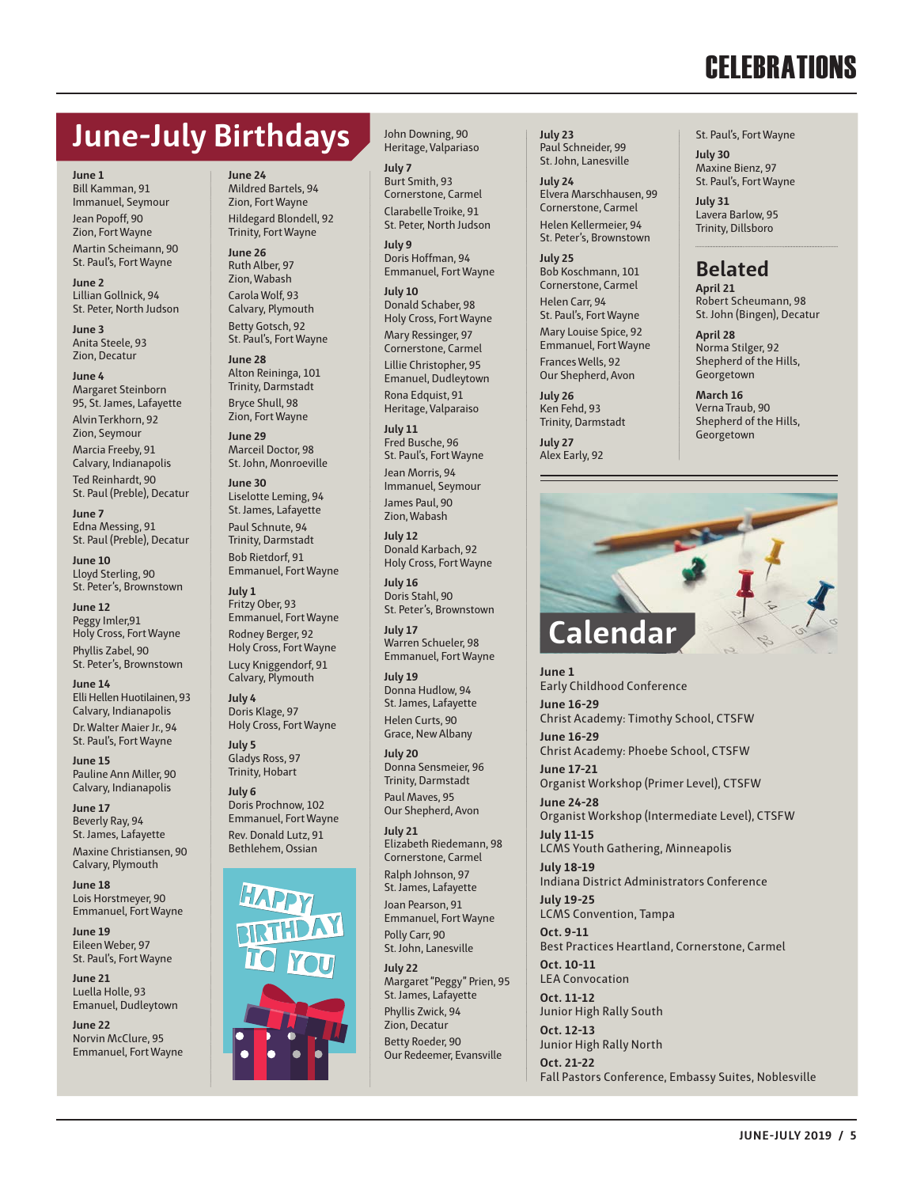# CELEBRATIONS

## June-July Birthdays

**June 1**
Bill Kamman, 91
Immanuel, Seymour

Jean Popoff, 90
Zion, Fort Wayne

Martin Scheimann, 90
St. Paul's, Fort Wayne

**June 2**
Lillian Gollnick, 94
St. Peter, North Judson

**June 3**
Anita Steele, 93
Zion, Decatur

**June 4**
Margaret Steinborn
95, St. James, Lafayette

Alvin Terkhorn, 92
Zion, Seymour

Marcia Freeby, 91
Calvary, Indianapolis

Ted Reinhardt, 90
St. Paul (Preble), Decatur

**June 7**
Edna Messing, 91
St. Paul (Preble), Decatur

**June 10**
Lloyd Sterling, 90
St. Peter's, Brownstown

**June 12**
Peggy Imler,91
Holy Cross, Fort Wayne

Phyllis Zabel, 90
St. Peter's, Brownstown

**June 14**
Elli Hellen Huotilainen, 93
Calvary, Indianapolis

Dr. Walter Maier Jr., 94
St. Paul's, Fort Wayne

**June 15**
Pauline Ann Miller, 90
Calvary, Indianapolis

**June 17**
Beverly Ray, 94
St. James, Lafayette

Maxine Christiansen, 90
Calvary, Plymouth

**June 18**
Lois Horstmeyer, 90
Emmanuel, Fort Wayne

**June 19**
Eileen Weber, 97
St. Paul's, Fort Wayne

**June 21**
Luella Holle, 93
Emanuel, Dudleytown

**June 22**
Norvin McClure, 95
Emmanuel, Fort Wayne

**June 24**
Mildred Bartels, 94
Zion, Fort Wayne

Hildegard Blondell, 92
Trinity, Fort Wayne

**June 26**
Ruth Alber, 97
Zion, Wabash

Carola Wolf, 93
Calvary, Plymouth

Betty Gotsch, 92
St. Paul's, Fort Wayne

**June 28**
Alton Reininga, 101
Trinity, Darmstadt

Bryce Shull, 98
Zion, Fort Wayne

**June 29**
Marceil Doctor, 98
St. John, Monroeville

**June 30**
Liselotte Leming, 94
St. James, Lafayette

Paul Schnute, 94
Trinity, Darmstadt

Bob Rietdorf, 91
Emmanuel, Fort Wayne

**July 1**
Fritzy Ober, 93
Emmanuel, Fort Wayne

Rodney Berger, 92
Holy Cross, Fort Wayne

Lucy Kniggendorf, 91
Calvary, Plymouth

**July 4**
Doris Klage, 97
Holy Cross, Fort Wayne

**July 5**
Gladys Ross, 97
Trinity, Hobart

**July 6**
Doris Prochnow, 102
Emmanuel, Fort Wayne

Rev. Donald Lutz, 91
Bethlehem, Ossian

John Downing, 90
Heritage, Valpariaso

**July 7**
Burt Smith, 93
Cornerstone, Carmel

Clarabelle Troike, 91
St. Peter, North Judson

**July 9**
Doris Hoffman, 94
Emmanuel, Fort Wayne

**July 10**
Donald Schaber, 98
Holy Cross, Fort Wayne

Mary Ressinger, 97
Cornerstone, Carmel

Lillie Christopher, 95
Emanuel, Dudleytown

Rona Edquist, 91
Heritage, Valparaiso

**July 11**
Fred Busche, 96
St. Paul's, Fort Wayne

Jean Morris, 94
Immanuel, Seymour

James Paul, 90
Zion, Wabash

**July 12**
Donald Karbach, 92
Holy Cross, Fort Wayne

**July 16**
Doris Stahl, 90
St. Peter's, Brownstown

**July 17**
Warren Schueler, 98
Emmanuel, Fort Wayne

**July 19**
Donna Hudlow, 94
St. James, Lafayette

Helen Curts, 90
Grace, New Albany

**July 20**
Donna Sensmeier, 96
Trinity, Darmstadt

Paul Maves, 95
Our Shepherd, Avon

**July 21**
Elizabeth Riedemann, 98
Cornerstone, Carmel

Ralph Johnson, 97
St. James, Lafayette

Joan Pearson, 91
Emmanuel, Fort Wayne

Polly Carr, 90
St. John, Lanesville

**July 22**
Margaret "Peggy" Prien, 95
St. James, Lafayette

Phyllis Zwick, 94
Zion, Decatur

Betty Roeder, 90
Our Redeemer, Evansville

**July 23**
Paul Schneider, 99
St. John, Lanesville

**July 24**
Elvera Marschhausen, 99
Cornerstone, Carmel

Helen Kellermeier, 94
St. Peter's, Brownstown

**July 25**
Bob Koschmann, 101
Cornerstone, Carmel

Helen Carr, 94
St. Paul's, Fort Wayne

Mary Louise Spice, 92
Emmanuel, Fort Wayne

Frances Wells, 92
Our Shepherd, Avon

**July 26**
Ken Fehd, 93
Trinity, Darmstadt

**July 27**
Alex Early, 92
St. Paul's, Fort Wayne

**July 30**
Maxine Bienz, 97
St. Paul's, Fort Wayne

**July 31**
Lavera Barlow, 95
Trinity, Dillsboro

## Belated

**April 21**
Robert Scheumann, 98
St. John (Bingen), Decatur

**April 28**
Norma Stilger, 92
Shepherd of the Hills,
Georgetown

**March 16**
Verna Traub, 90
Shepherd of the Hills,
Georgetown

## Calendar

**June 1**
Early Childhood Conference

**June 16-29**
Christ Academy: Timothy School, CTSFW

**June 16-29**
Christ Academy: Phoebe School, CTSFW

**June 17-21**
Organist Workshop (Primer Level), CTSFW

**June 24-28**
Organist Workshop (Intermediate Level), CTSFW

**July 11-15**
LCMS Youth Gathering, Minneapolis

**July 18-19**
Indiana District Administrators Conference

**July 19-25**
LCMS Convention, Tampa

**Oct. 9-11**
Best Practices Heartland, Cornerstone, Carmel

**Oct. 10-11**
LEA Convocation

**Oct. 11-12**
Junior High Rally South

**Oct. 12-13**
Junior High Rally North

**Oct. 21-22**
Fall Pastors Conference, Embassy Suites, Noblesville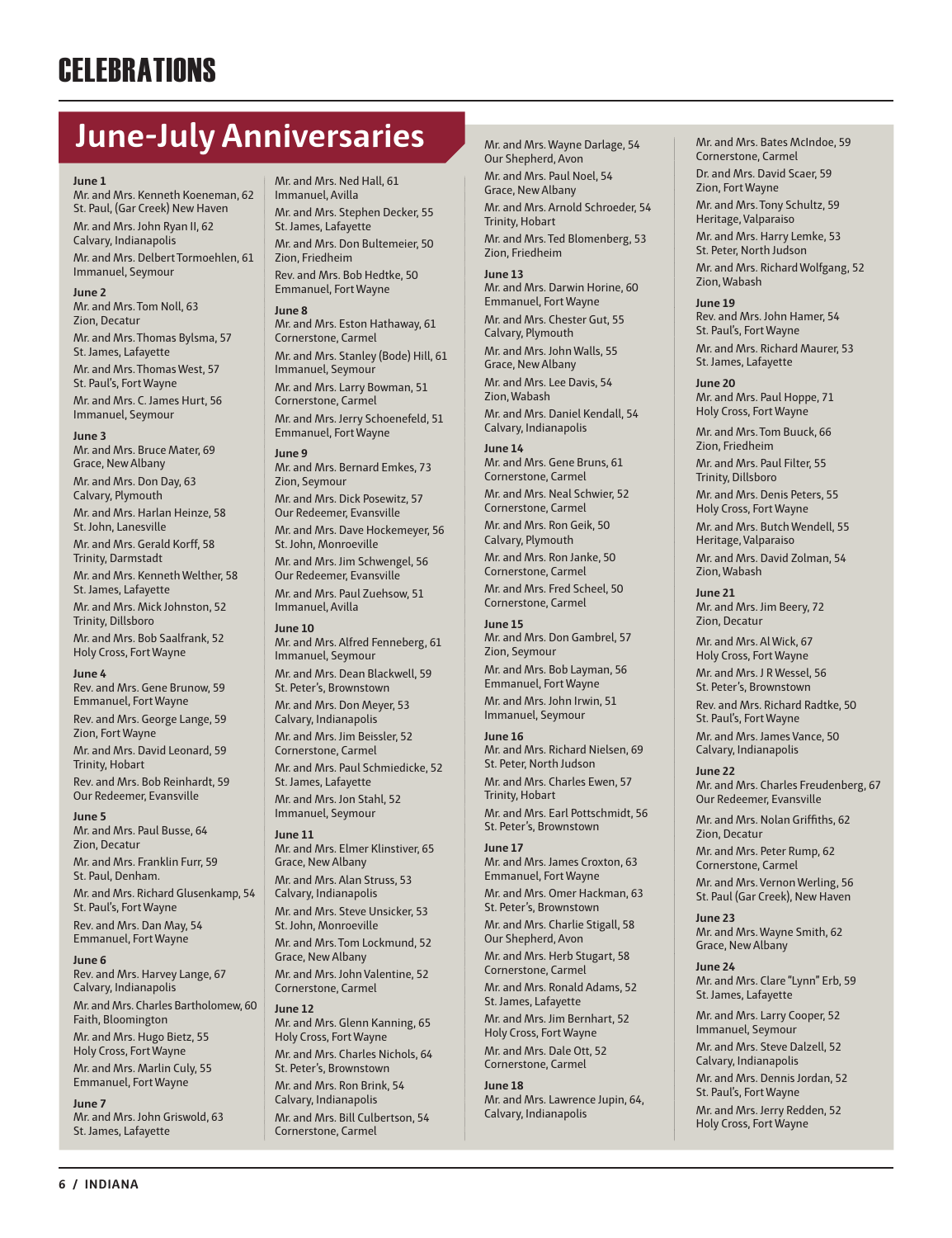# CELEBRATIONS

## June-July Anniversaries

**June 1**

Mr. and Mrs. Kenneth Koeneman, 62
St. Paul, (Gar Creek) New Haven

Mr. and Mrs. John Ryan II, 62
Calvary, Indianapolis

Mr. and Mrs. Delbert Tormoehlen, 61
Immanuel, Seymour

**June 2**

Mr. and Mrs. Tom Noll, 63
Zion, Decatur

Mr. and Mrs. Thomas Bylsma, 57
St. James, Lafayette

Mr. and Mrs. Thomas West, 57
St. Paul's, Fort Wayne

Mr. and Mrs. C. James Hurt, 56
Immanuel, Seymour

**June 3**

Mr. and Mrs. Bruce Mater, 69
Grace, New Albany

Mr. and Mrs. Don Day, 63
Calvary, Plymouth

Mr. and Mrs. Harlan Heinze, 58
St. John, Lanesville

Mr. and Mrs. Gerald Korff, 58
Trinity, Darmstadt

Mr. and Mrs. Kenneth Welther, 58
St. James, Lafayette

Mr. and Mrs. Mick Johnston, 52
Trinity, Dillsboro

Mr. and Mrs. Bob Saalfrank, 52
Holy Cross, Fort Wayne

**June 4**

Rev. and Mrs. Gene Brunow, 59
Emmanuel, Fort Wayne

Rev. and Mrs. George Lange, 59
Zion, Fort Wayne

Mr. and Mrs. David Leonard, 59
Trinity, Hobart

Rev. and Mrs. Bob Reinhardt, 59
Our Redeemer, Evansville

**June 5**

Mr. and Mrs. Paul Busse, 64
Zion, Decatur

Mr. and Mrs. Franklin Furr, 59
St. Paul, Denham.

Mr. and Mrs. Richard Glusenkamp, 54
St. Paul's, Fort Wayne

Rev. and Mrs. Dan May, 54
Emmanuel, Fort Wayne

**June 6**

Rev. and Mrs. Harvey Lange, 67
Calvary, Indianapolis

Mr. and Mrs. Charles Bartholomew, 60
Faith, Bloomington

Mr. and Mrs. Hugo Bietz, 55
Holy Cross, Fort Wayne

Mr. and Mrs. Marlin Culy, 55
Emmanuel, Fort Wayne

**June 7**

Mr. and Mrs. John Griswold, 63
St. James, Lafayette

Mr. and Mrs. Ned Hall, 61
Immanuel, Avilla

Mr. and Mrs. Stephen Decker, 55
St. James, Lafayette

Mr. and Mrs. Don Bultemeier, 50
Zion, Friedheim

Rev. and Mrs. Bob Hedtke, 50
Emmanuel, Fort Wayne

**June 8**

Mr. and Mrs. Eston Hathaway, 61
Cornerstone, Carmel

Mr. and Mrs. Stanley (Bode) Hill, 61
Immanuel, Seymour

Mr. and Mrs. Larry Bowman, 51
Cornerstone, Carmel

Mr. and Mrs. Jerry Schoenefeld, 51
Emmanuel, Fort Wayne

**June 9**

Mr. and Mrs. Bernard Emkes, 73
Zion, Seymour

Mr. and Mrs. Dick Posewitz, 57
Our Redeemer, Evansville

Mr. and Mrs. Dave Hockemeyer, 56
St. John, Monroeville

Mr. and Mrs. Jim Schwengel, 56
Our Redeemer, Evansville

Mr. and Mrs. Paul Zuehsow, 51
Immanuel, Avilla

**June 10**

Mr. and Mrs. Alfred Fenneberg, 61
Immanuel, Seymour

Mr. and Mrs. Dean Blackwell, 59
St. Peter's, Brownstown

Mr. and Mrs. Don Meyer, 53
Calvary, Indianapolis

Mr. and Mrs. Jim Beissler, 52
Cornerstone, Carmel

Mr. and Mrs. Paul Schmiedicke, 52
St. James, Lafayette

Mr. and Mrs. Jon Stahl, 52
Immanuel, Seymour

**June 11**

Mr. and Mrs. Elmer Klinstiver, 65
Grace, New Albany

Mr. and Mrs. Alan Struss, 53
Calvary, Indianapolis

Mr. and Mrs. Steve Unsicker, 53
St. John, Monroeville

Mr. and Mrs. Tom Lockmund, 52
Grace, New Albany

Mr. and Mrs. John Valentine, 52
Cornerstone, Carmel

**June 12**

Mr. and Mrs. Glenn Kanning, 65
Holy Cross, Fort Wayne

Mr. and Mrs. Charles Nichols, 64
St. Peter's, Brownstown

Mr. and Mrs. Ron Brink, 54
Calvary, Indianapolis

Mr. and Mrs. Bill Culbertson, 54
Cornerstone, Carmel

Mr. and Mrs. Wayne Darlage, 54
Our Shepherd, Avon

Mr. and Mrs. Paul Noel, 54
Grace, New Albany

Mr. and Mrs. Arnold Schroeder, 54
Trinity, Hobart

Mr. and Mrs. Ted Blomenberg, 53
Zion, Friedheim

**June 13**

Mr. and Mrs. Darwin Horine, 60
Emmanuel, Fort Wayne

Mr. and Mrs. Chester Gut, 55
Calvary, Plymouth

Mr. and Mrs. John Walls, 55
Grace, New Albany

Mr. and Mrs. Lee Davis, 54
Zion, Wabash

Mr. and Mrs. Daniel Kendall, 54
Calvary, Indianapolis

**June 14**

Mr. and Mrs. Gene Bruns, 61
Cornerstone, Carmel

Mr. and Mrs. Neal Schwier, 52
Cornerstone, Carmel

Mr. and Mrs. Ron Geik, 50
Calvary, Plymouth

Mr. and Mrs. Ron Janke, 50
Cornerstone, Carmel

Mr. and Mrs. Fred Scheel, 50
Cornerstone, Carmel

**June 15**

Mr. and Mrs. Don Gambrel, 57
Zion, Seymour

Mr. and Mrs. Bob Layman, 56
Emmanuel, Fort Wayne

Mr. and Mrs. John Irwin, 51
Immanuel, Seymour

**June 16**

Mr. and Mrs. Richard Nielsen, 69
St. Peter, North Judson

Mr. and Mrs. Charles Ewen, 57
Trinity, Hobart

Mr. and Mrs. Earl Pottschmidt, 56
St. Peter's, Brownstown

**June 17**

Mr. and Mrs. James Croxton, 63
Emmanuel, Fort Wayne

Mr. and Mrs. Omer Hackman, 63
St. Peter's, Brownstown

Mr. and Mrs. Charlie Stigall, 58
Our Shepherd, Avon

Mr. and Mrs. Herb Stugart, 58
Cornerstone, Carmel

Mr. and Mrs. Ronald Adams, 52
St. James, Lafayette

Mr. and Mrs. Jim Bernhart, 52
Holy Cross, Fort Wayne

Mr. and Mrs. Dale Ott, 52
Cornerstone, Carmel

**June 18**

Mr. and Mrs. Lawrence Jupin, 64,
Calvary, Indianapolis

Mr. and Mrs. Bates McIndoe, 59
Cornerstone, Carmel

Dr. and Mrs. David Scaer, 59
Zion, Fort Wayne

Mr. and Mrs. Tony Schultz, 59
Heritage, Valparaiso

Mr. and Mrs. Harry Lemke, 53
St. Peter, North Judson

Mr. and Mrs. Richard Wolfgang, 52
Zion, Wabash

**June 19**

Rev. and Mrs. John Hamer, 54
St. Paul's, Fort Wayne

Mr. and Mrs. Richard Maurer, 53
St. James, Lafayette

**June 20**

Mr. and Mrs. Paul Hoppe, 71
Holy Cross, Fort Wayne

Mr. and Mrs. Tom Buuck, 66
Zion, Friedheim

Mr. and Mrs. Paul Filter, 55
Trinity, Dillsboro

Mr. and Mrs. Denis Peters, 55
Holy Cross, Fort Wayne

Mr. and Mrs. Butch Wendell, 55
Heritage, Valparaiso

Mr. and Mrs. David Zolman, 54
Zion, Wabash

**June 21**

Mr. and Mrs. Jim Beery, 72
Zion, Decatur

Mr. and Mrs. Al Wick, 67
Holy Cross, Fort Wayne

Mr. and Mrs. J R Wessel, 56
St. Peter's, Brownstown

Rev. and Mrs. Richard Radtke, 50
St. Paul's, Fort Wayne

Mr. and Mrs. James Vance, 50
Calvary, Indianapolis

**June 22**

Mr. and Mrs. Charles Freudenberg, 67
Our Redeemer, Evansville

Mr. and Mrs. Nolan Griffiths, 62
Zion, Decatur

Mr. and Mrs. Peter Rump, 62
Cornerstone, Carmel

Mr. and Mrs. Vernon Werling, 56
St. Paul (Gar Creek), New Haven

**June 23**

Mr. and Mrs. Wayne Smith, 62
Grace, New Albany

**June 24**

Mr. and Mrs. Clare "Lynn" Erb, 59
St. James, Lafayette

Mr. and Mrs. Larry Cooper, 52
Immanuel, Seymour

Mr. and Mrs. Steve Dalzell, 52
Calvary, Indianapolis

Mr. and Mrs. Dennis Jordan, 52
St. Paul's, Fort Wayne

Mr. and Mrs. Jerry Redden, 52
Holy Cross, Fort Wayne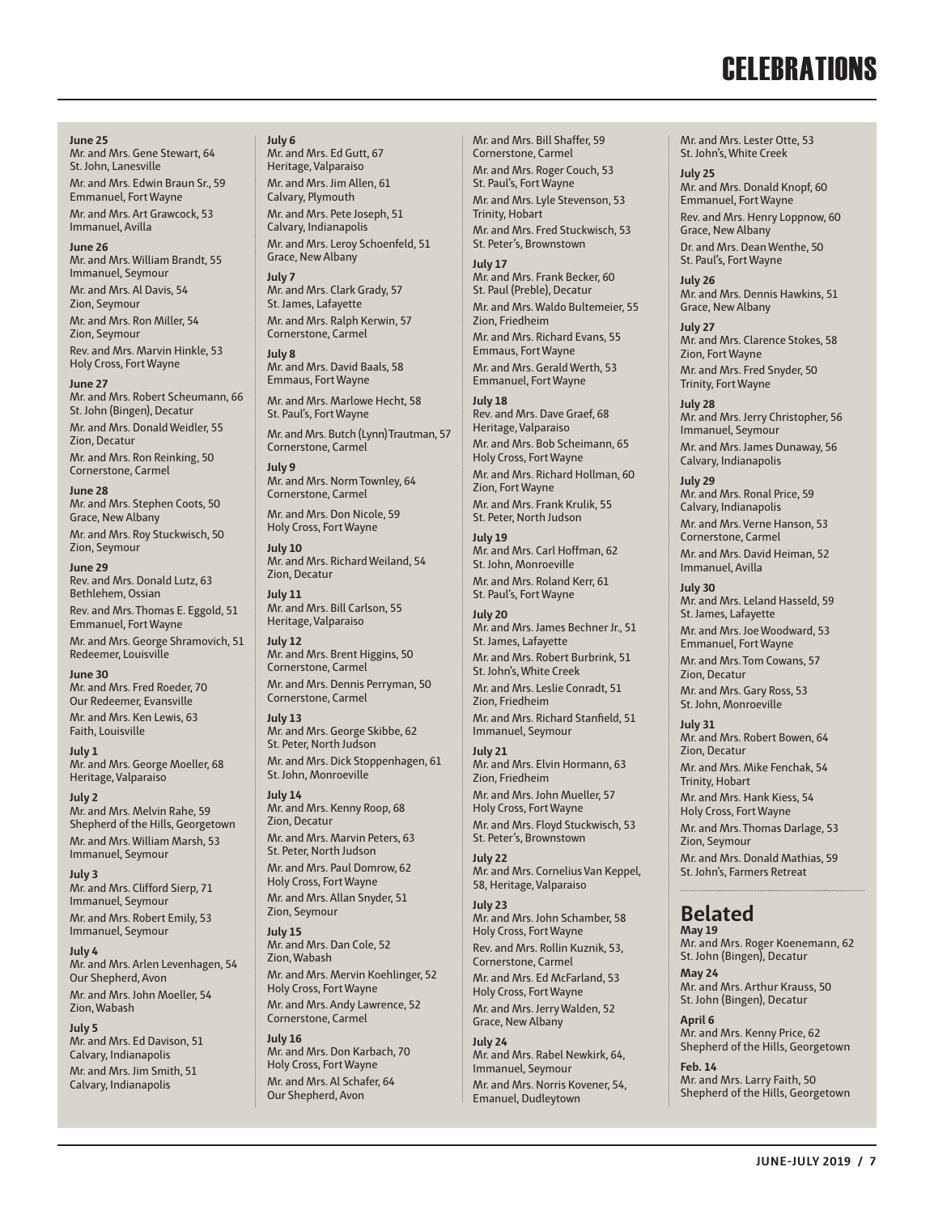# CELEBRATIONS

**June 25**
Mr. and Mrs. Gene Stewart, 64
St. John, Lanesville

Mr. and Mrs. Edwin Braun Sr., 59
Emmanuel, Fort Wayne

Mr. and Mrs. Art Grawcock, 53
Immanuel, Avilla

**June 26**
Mr. and Mrs. William Brandt, 55
Immanuel, Seymour

Mr. and Mrs. Al Davis, 54
Zion, Seymour

Mr. and Mrs. Ron Miller, 54
Zion, Seymour

Rev. and Mrs. Marvin Hinkle, 53
Holy Cross, Fort Wayne

**June 27**
Mr. and Mrs. Robert Scheumann, 66
St. John (Bingen), Decatur

Mr. and Mrs. Donald Weidler, 55
Zion, Decatur

Mr. and Mrs. Ron Reinking, 50
Cornerstone, Carmel

**June 28**
Mr. and Mrs. Stephen Coots, 50
Grace, New Albany

Mr. and Mrs. Roy Stuckwisch, 50
Zion, Seymour

**June 29**
Rev. and Mrs. Donald Lutz, 63
Bethlehem, Ossian

Rev. and Mrs. Thomas E. Eggold, 51
Emmanuel, Fort Wayne

Mr. and Mrs. George Shramovich, 51
Redeemer, Louisville

**June 30**
Mr. and Mrs. Fred Roeder, 70
Our Redeemer, Evansville

Mr. and Mrs. Ken Lewis, 63
Faith, Louisville

**July 1**
Mr. and Mrs. George Moeller, 68
Heritage, Valparaiso

**July 2**
Mr. and Mrs. Melvin Rahe, 59
Shepherd of the Hills, Georgetown

Mr. and Mrs. William Marsh, 53
Immanuel, Seymour

**July 3**
Mr. and Mrs. Clifford Sierp, 71
Immanuel, Seymour

Mr. and Mrs. Robert Emily, 53
Immanuel, Seymour

**July 4**
Mr. and Mrs. Arlen Levenhagen, 54
Our Shepherd, Avon

Mr. and Mrs. John Moeller, 54
Zion, Wabash

**July 5**
Mr. and Mrs. Ed Davison, 51
Calvary, Indianapolis

Mr. and Mrs. Jim Smith, 51
Calvary, Indianapolis

**July 6**
Mr. and Mrs. Ed Gutt, 67
Heritage, Valparaiso

Mr. and Mrs. Jim Allen, 61
Calvary, Plymouth

Mr. and Mrs. Pete Joseph, 51
Calvary, Indianapolis

Mr. and Mrs. Leroy Schoenfeld, 51
Grace, New Albany

**July 7**
Mr. and Mrs. Clark Grady, 57
St. James, Lafayette

Mr. and Mrs. Ralph Kerwin, 57
Cornerstone, Carmel

**July 8**
Mr. and Mrs. David Baals, 58
Emmaus, Fort Wayne

Mr. and Mrs. Marlowe Hecht, 58
St. Paul's, Fort Wayne

Mr. and Mrs. Butch (Lynn) Trautman, 57
Cornerstone, Carmel

**July 9**
Mr. and Mrs. Norm Townley, 64
Cornerstone, Carmel

Mr. and Mrs. Don Nicole, 59
Holy Cross, Fort Wayne

**July 10**
Mr. and Mrs. Richard Weiland, 54
Zion, Decatur

**July 11**
Mr. and Mrs. Bill Carlson, 55
Heritage, Valparaiso

**July 12**
Mr. and Mrs. Brent Higgins, 50
Cornerstone, Carmel

Mr. and Mrs. Dennis Perryman, 50
Cornerstone, Carmel

**July 13**
Mr. and Mrs. George Skibbe, 62
St. Peter, North Judson

Mr. and Mrs. Dick Stoppenhagen, 61
St. John, Monroeville

**July 14**
Mr. and Mrs. Kenny Roop, 68
Zion, Decatur

Mr. and Mrs. Marvin Peters, 63
St. Peter, North Judson

Mr. and Mrs. Paul Domrow, 62
Holy Cross, Fort Wayne

Mr. and Mrs. Allan Snyder, 51
Zion, Seymour

**July 15**
Mr. and Mrs. Dan Cole, 52
Zion, Wabash

Mr. and Mrs. Mervin Koehlinger, 52
Holy Cross, Fort Wayne

Mr. and Mrs. Andy Lawrence, 52
Cornerstone, Carmel

**July 16**
Mr. and Mrs. Don Karbach, 70
Holy Cross, Fort Wayne

Mr. and Mrs. Al Schafer, 64
Our Shepherd, Avon

Mr. and Mrs. Bill Shaffer, 59
Cornerstone, Carmel

Mr. and Mrs. Roger Couch, 53
St. Paul's, Fort Wayne

Mr. and Mrs. Lyle Stevenson, 53
Trinity, Hobart

Mr. and Mrs. Fred Stuckwisch, 53
St. Peter's, Brownstown

**July 17**
Mr. and Mrs. Frank Becker, 60
St. Paul (Preble), Decatur

Mr. and Mrs. Waldo Bultemeier, 55
Zion, Friedheim

Mr. and Mrs. Richard Evans, 55
Emmaus, Fort Wayne

Mr. and Mrs. Gerald Werth, 53
Emmanuel, Fort Wayne

**July 18**
Rev. and Mrs. Dave Graef, 68
Heritage, Valparaiso

Mr. and Mrs. Bob Scheimann, 65
Holy Cross, Fort Wayne

Mr. and Mrs. Richard Hollman, 60
Zion, Fort Wayne

Mr. and Mrs. Frank Krulik, 55
St. Peter, North Judson

**July 19**
Mr. and Mrs. Carl Hoffman, 62
St. John, Monroeville

Mr. and Mrs. Roland Kerr, 61
St. Paul's, Fort Wayne

**July 20**
Mr. and Mrs. James Bechner Jr., 51
St. James, Lafayette

Mr. and Mrs. Robert Burbrink, 51
St. John's, White Creek

Mr. and Mrs. Leslie Conradt, 51
Zion, Friedheim

Mr. and Mrs. Richard Stanfield, 51
Immanuel, Seymour

**July 21**
Mr. and Mrs. Elvin Hormann, 63
Zion, Friedheim

Mr. and Mrs. John Mueller, 57
Holy Cross, Fort Wayne

Mr. and Mrs. Floyd Stuckwisch, 53
St. Peter's, Brownstown

**July 22**
Mr. and Mrs. Cornelius Van Keppel, 58, Heritage, Valparaiso

**July 23**
Mr. and Mrs. John Schamber, 58
Holy Cross, Fort Wayne

Rev. and Mrs. Rollin Kuznik, 53, Cornerstone, Carmel

Mr. and Mrs. Ed McFarland, 53
Holy Cross, Fort Wayne

Mr. and Mrs. Jerry Walden, 52
Grace, New Albany

**July 24**
Mr. and Mrs. Rabel Newkirk, 64, Immanuel, Seymour

Mr. and Mrs. Norris Kovener, 54, Emanuel, Dudleytown

Mr. and Mrs. Lester Otte, 53
St. John's, White Creek

**July 25**
Mr. and Mrs. Donald Knopf, 60
Emmanuel, Fort Wayne

Rev. and Mrs. Henry Loppnow, 60
Grace, New Albany

Dr. and Mrs. Dean Wenthe, 50
St. Paul's, Fort Wayne

**July 26**
Mr. and Mrs. Dennis Hawkins, 51
Grace, New Albany

**July 27**
Mr. and Mrs. Clarence Stokes, 58
Zion, Fort Wayne

Mr. and Mrs. Fred Snyder, 50
Trinity, Fort Wayne

**July 28**
Mr. and Mrs. Jerry Christopher, 56
Immanuel, Seymour

Mr. and Mrs. James Dunaway, 56
Calvary, Indianapolis

**July 29**
Mr. and Mrs. Ronal Price, 59
Calvary, Indianapolis

Mr. and Mrs. Verne Hanson, 53
Cornerstone, Carmel

Mr. and Mrs. David Heiman, 52
Immanuel, Avilla

**July 30**
Mr. and Mrs. Leland Hasseld, 59
St. James, Lafayette

Mr. and Mrs. Joe Woodward, 53
Emmanuel, Fort Wayne

Mr. and Mrs. Tom Cowans, 57
Zion, Decatur

Mr. and Mrs. Gary Ross, 53
St. John, Monroeville

**July 31**
Mr. and Mrs. Robert Bowen, 64
Zion, Decatur

Mr. and Mrs. Mike Fenchak, 54
Trinity, Hobart

Mr. and Mrs. Hank Kiess, 54
Holy Cross, Fort Wayne

Mr. and Mrs. Thomas Darlage, 53
Zion, Seymour

Mr. and Mrs. Donald Mathias, 59
St. John's, Farmers Retreat

## Belated

**May 19**
Mr. and Mrs. Roger Koenemann, 62
St. John (Bingen), Decatur

**May 24**
Mr. and Mrs. Arthur Krauss, 50
St. John (Bingen), Decatur

**April 6**
Mr. and Mrs. Kenny Price, 62
Shepherd of the Hills, Georgetown

**Feb. 14**
Mr. and Mrs. Larry Faith, 50
Shepherd of the Hills, Georgetown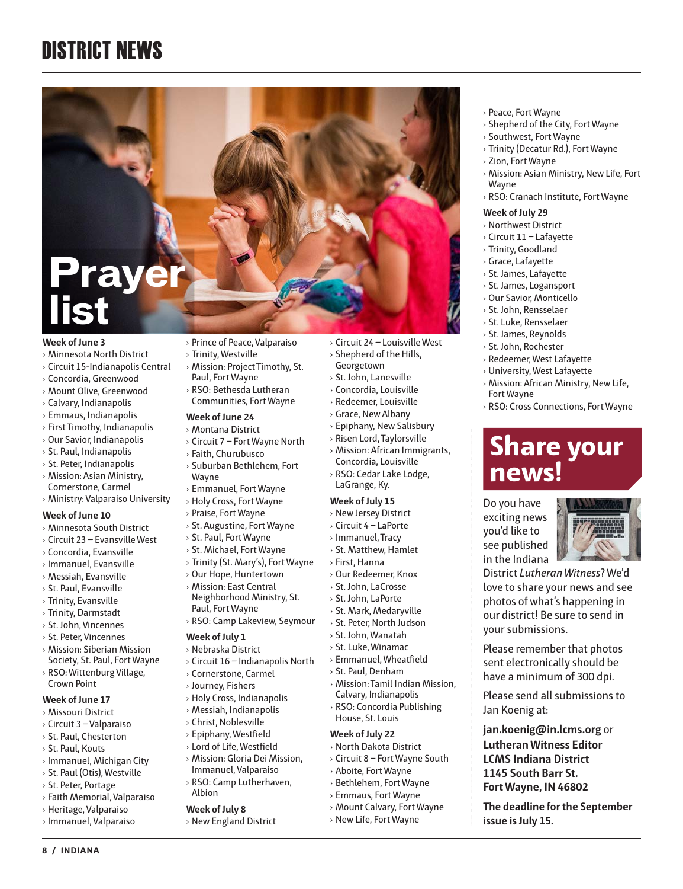# DISTRICT NEWS

## Prayer list

### Week of June 3

- Minnesota North District
- Circuit 15-Indianapolis Central
- Concordia, Greenwood
- Mount Olive, Greenwood
- Calvary, Indianapolis
- Emmaus, Indianapolis
- First Timothy, Indianapolis
- Our Savior, Indianapolis
- St. Paul, Indianapolis
- St. Peter, Indianapolis
- Mission: Asian Ministry, Cornerstone, Carmel
- Ministry: Valparaiso University

### Week of June 10

- Minnesota South District
- Circuit 23 – Evansville West
- Concordia, Evansville
- Immanuel, Evansville
- Messiah, Evansville
- St. Paul, Evansville
- Trinity, Evansville
- Trinity, Darmstadt
- St. John, Vincennes
- St. Peter, Vincennes
- Mission: Siberian Mission Society, St. Paul, Fort Wayne
- RSO: Wittenburg Village, Crown Point

### Week of June 17

- Missouri District
- Circuit 3 – Valparaiso
- St. Paul, Chesterton
- St. Paul, Kouts
- Immanuel, Michigan City
- St. Paul (Otis), Westville
- St. Peter, Portage
- Faith Memorial, Valparaiso
- Heritage, Valparaiso
- Immanuel, Valparaiso
- Prince of Peace, Valparaiso
- Trinity, Westville
- Mission: Project Timothy, St. Paul, Fort Wayne
- RSO: Bethesda Lutheran Communities, Fort Wayne

### Week of June 24

- Montana District
- Circuit 7 – Fort Wayne North
- Faith, Churubusco
- Suburban Bethlehem, Fort Wayne
- Emmanuel, Fort Wayne
- Holy Cross, Fort Wayne
- Praise, Fort Wayne
- St. Augustine, Fort Wayne
- St. Paul, Fort Wayne
- St. Michael, Fort Wayne
- Trinity (St. Mary's), Fort Wayne
- Our Hope, Huntertown
- Mission: East Central Neighborhood Ministry, St. Paul, Fort Wayne
- RSO: Camp Lakeview, Seymour

### Week of July 1

- Nebraska District
- Circuit 16 – Indianapolis North
- Cornerstone, Carmel
- Journey, Fishers
- Holy Cross, Indianapolis
- Messiah, Indianapolis
- Christ, Noblesville
- Epiphany, Westfield
- Lord of Life, Westfield
- Mission: Gloria Dei Mission, Immanuel, Valparaiso
- RSO: Camp Lutherhaven, Albion

### Week of July 8

- New England District
- Circuit 24 – Louisville West
- Shepherd of the Hills, Georgetown
- St. John, Lanesville
- Concordia, Louisville
- Redeemer, Louisville
- Grace, New Albany
- Epiphany, New Salisbury
- Risen Lord, Taylorsville
- Mission: African Immigrants, Concordia, Louisville
- RSO: Cedar Lake Lodge, LaGrange, Ky.

### Week of July 15

- New Jersey District
- Circuit 4 – LaPorte
- Immanuel, Tracy
- St. Matthew, Hamlet
- First, Hanna
- Our Redeemer, Knox
- St. John, LaCrosse
- St. John, LaPorte
- St. Mark, Medaryville
- St. Peter, North Judson
- St. John, Wanatah
- St. Luke, Winamac
- Emmanuel, Wheatfield
- St. Paul, Denham
- Mission: Tamil Indian Mission, Calvary, Indianapolis
- RSO: Concordia Publishing House, St. Louis

### Week of July 22

- North Dakota District
- Circuit 8 – Fort Wayne South
- Aboite, Fort Wayne
- Bethlehem, Fort Wayne
- Emmaus, Fort Wayne
- Mount Calvary, Fort Wayne
- New Life, Fort Wayne
- Peace, Fort Wayne
- Shepherd of the City, Fort Wayne
- Southwest, Fort Wayne
- Trinity (Decatur Rd.), Fort Wayne
- Zion, Fort Wayne
- Mission: Asian Ministry, New Life, Fort Wayne
- RSO: Cranach Institute, Fort Wayne

### Week of July 29

- Northwest District
- Circuit 11 – Lafayette
- Trinity, Goodland
- Grace, Lafayette
- St. James, Lafayette
- St. James, Logansport
- Our Savior, Monticello
- St. John, Rensselaer
- St. Luke, Rensselaer
- St. James, Reynolds
- St. John, Rochester
- Redeemer, West Lafayette
- University, West Lafayette
- Mission: African Ministry, New Life, Fort Wayne
- RSO: Cross Connections, Fort Wayne

## Share your news!

Do you have exciting news you'd like to see published in the Indiana District *Lutheran Witness*? We'd love to share your news and see photos of what's happening in our district! Be sure to send in your submissions.

Please remember that photos sent electronically should be have a minimum of 300 dpi.

Please send all submissions to Jan Koenig at:

**jan.koenig@in.lcms.org** or
**Lutheran Witness Editor**
**LCMS Indiana District**
**1145 South Barr St.**
**Fort Wayne, IN 46802**

**The deadline for the September issue is July 15.**